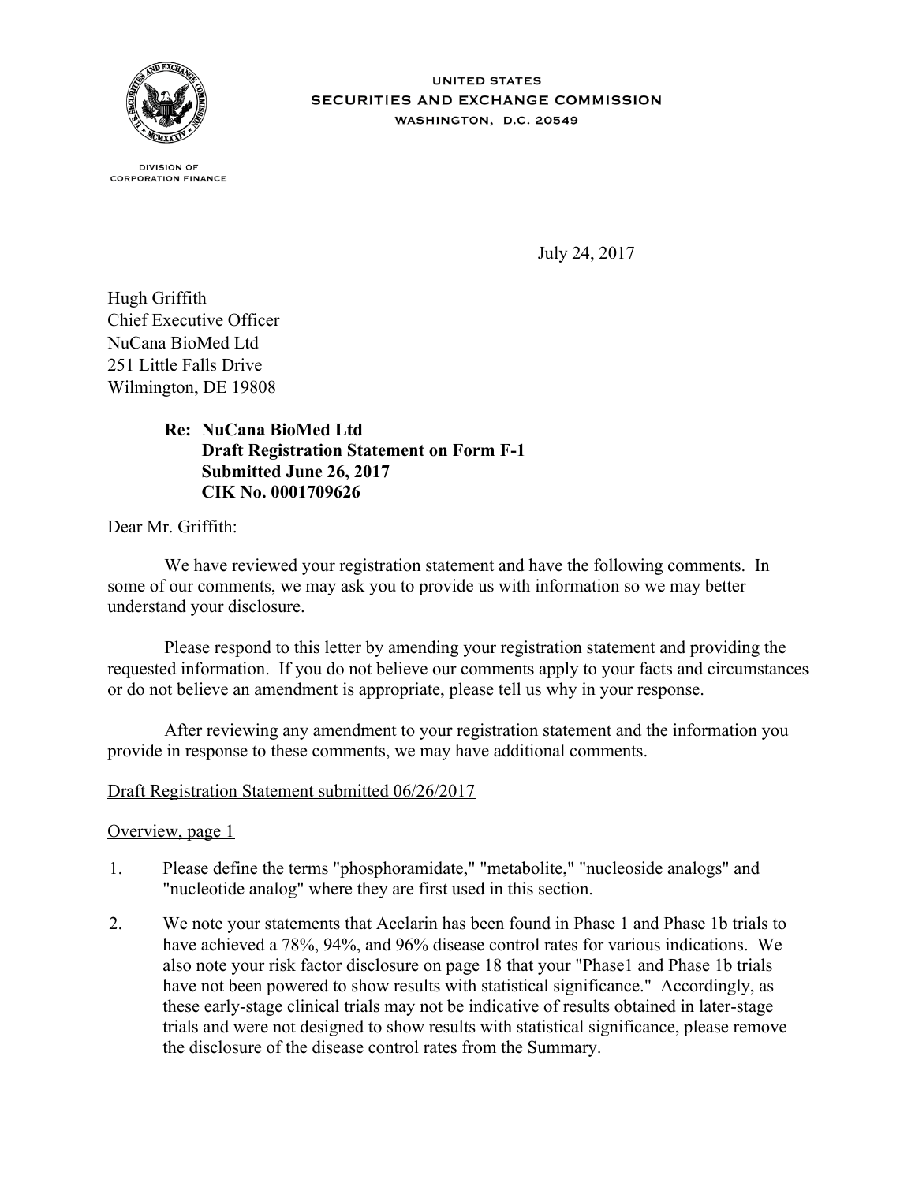UNITED STATES
SECURITIES AND EXCHANGE COMMISSION
WASHINGTON, D.C. 20549

DIVISION OF
CORPORATION FINANCE

July 24, 2017

Hugh Griffith
Chief Executive Officer
NuCana BioMed Ltd
251 Little Falls Drive
Wilmington, DE 19808

**Re: NuCana BioMed Ltd**
**Draft Registration Statement on Form F-1**
**Submitted June 26, 2017**
**CIK No. 0001709626**

Dear Mr. Griffith:

We have reviewed your registration statement and have the following comments. In some of our comments, we may ask you to provide us with information so we may better understand your disclosure.

Please respond to this letter by amending your registration statement and providing the requested information. If you do not believe our comments apply to your facts and circumstances or do not believe an amendment is appropriate, please tell us why in your response.

After reviewing any amendment to your registration statement and the information you provide in response to these comments, we may have additional comments.

Draft Registration Statement submitted 06/26/2017

Overview, page 1

1. Please define the terms "phosphoramidate," "metabolite," "nucleoside analogs" and "nucleotide analog" where they are first used in this section.

2. We note your statements that Acelarin has been found in Phase 1 and Phase 1b trials to have achieved a 78%, 94%, and 96% disease control rates for various indications. We also note your risk factor disclosure on page 18 that your "Phase1 and Phase 1b trials have not been powered to show results with statistical significance." Accordingly, as these early-stage clinical trials may not be indicative of results obtained in later-stage trials and were not designed to show results with statistical significance, please remove the disclosure of the disease control rates from the Summary.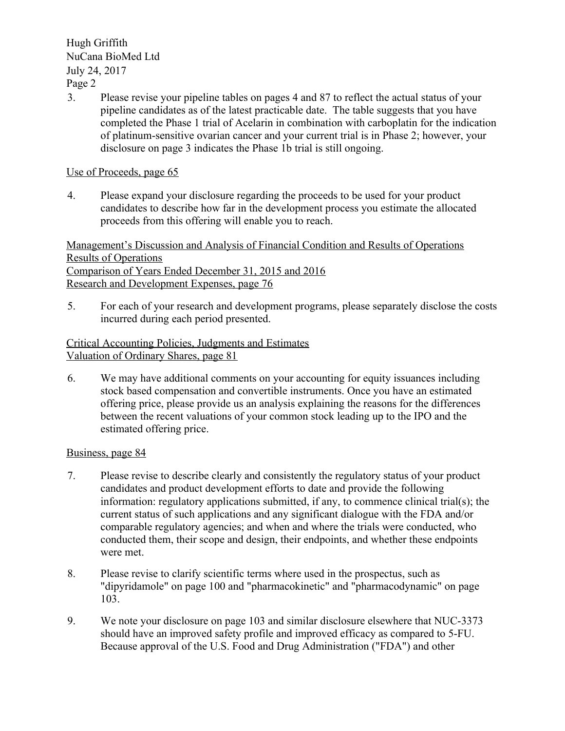3. Please revise your pipeline tables on pages 4 and 87 to reflect the actual status of your pipeline candidates as of the latest practicable date. The table suggests that you have completed the Phase 1 trial of Acelarin in combination with carboplatin for the indication of platinum-sensitive ovarian cancer and your current trial is in Phase 2; however, your disclosure on page 3 indicates the Phase 1b trial is still ongoing.

Use of Proceeds, page 65

4. Please expand your disclosure regarding the proceeds to be used for your product candidates to describe how far in the development process you estimate the allocated proceeds from this offering will enable you to reach.

Management's Discussion and Analysis of Financial Condition and Results of Operations
Results of Operations
Comparison of Years Ended December 31, 2015 and 2016
Research and Development Expenses, page 76

5. For each of your research and development programs, please separately disclose the costs incurred during each period presented.

Critical Accounting Policies, Judgments and Estimates
Valuation of Ordinary Shares, page 81

6. We may have additional comments on your accounting for equity issuances including stock based compensation and convertible instruments. Once you have an estimated offering price, please provide us an analysis explaining the reasons for the differences between the recent valuations of your common stock leading up to the IPO and the estimated offering price.

Business, page 84

7. Please revise to describe clearly and consistently the regulatory status of your product candidates and product development efforts to date and provide the following information: regulatory applications submitted, if any, to commence clinical trial(s); the current status of such applications and any significant dialogue with the FDA and/or comparable regulatory agencies; and when and where the trials were conducted, who conducted them, their scope and design, their endpoints, and whether these endpoints were met.

8. Please revise to clarify scientific terms where used in the prospectus, such as "dipyridamole" on page 100 and "pharmacokinetic" and "pharmacodynamic" on page 103.

9. We note your disclosure on page 103 and similar disclosure elsewhere that NUC-3373 should have an improved safety profile and improved efficacy as compared to 5-FU. Because approval of the U.S. Food and Drug Administration ("FDA") and other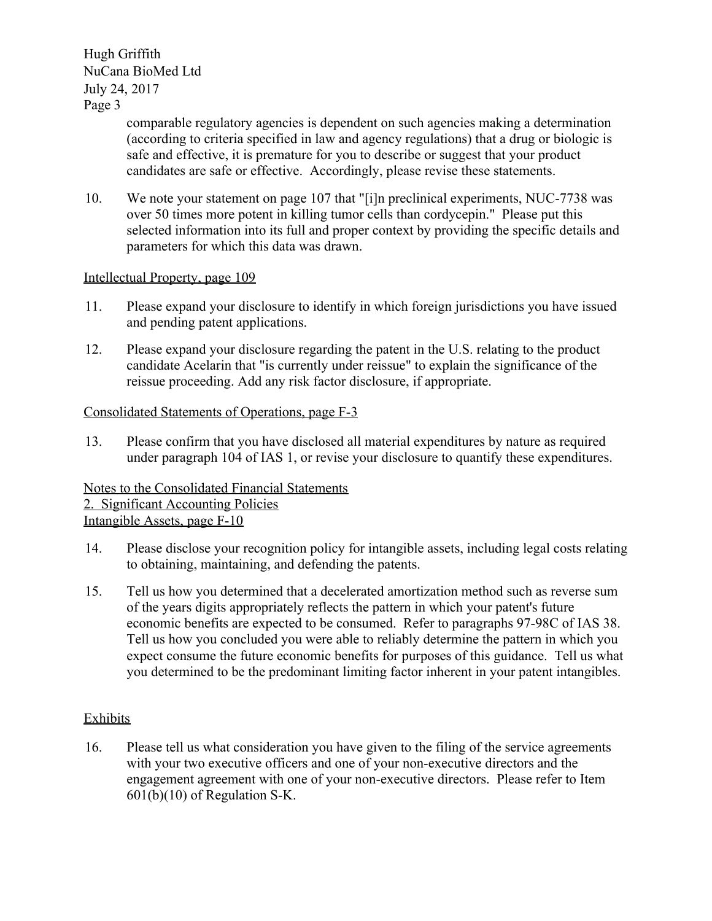comparable regulatory agencies is dependent on such agencies making a determination (according to criteria specified in law and agency regulations) that a drug or biologic is safe and effective, it is premature for you to describe or suggest that your product candidates are safe or effective. Accordingly, please revise these statements.

10. We note your statement on page 107 that "[i]n preclinical experiments, NUC-7738 was over 50 times more potent in killing tumor cells than cordycepin." Please put this selected information into its full and proper context by providing the specific details and parameters for which this data was drawn.

<u>Intellectual Property, page 109</u>

11. Please expand your disclosure to identify in which foreign jurisdictions you have issued and pending patent applications.

12. Please expand your disclosure regarding the patent in the U.S. relating to the product candidate Acelarin that "is currently under reissue" to explain the significance of the reissue proceeding. Add any risk factor disclosure, if appropriate.

<u>Consolidated Statements of Operations, page F-3</u>

13. Please confirm that you have disclosed all material expenditures by nature as required under paragraph 104 of IAS 1, or revise your disclosure to quantify these expenditures.

<u>Notes to the Consolidated Financial Statements</u>
<u>2. Significant Accounting Policies</u>
<u>Intangible Assets, page F-10</u>

14. Please disclose your recognition policy for intangible assets, including legal costs relating to obtaining, maintaining, and defending the patents.

15. Tell us how you determined that a decelerated amortization method such as reverse sum of the years digits appropriately reflects the pattern in which your patent's future economic benefits are expected to be consumed. Refer to paragraphs 97-98C of IAS 38. Tell us how you concluded you were able to reliably determine the pattern in which you expect consume the future economic benefits for purposes of this guidance. Tell us what you determined to be the predominant limiting factor inherent in your patent intangibles.

<u>Exhibits</u>

16. Please tell us what consideration you have given to the filing of the service agreements with your two executive officers and one of your non-executive directors and the engagement agreement with one of your non-executive directors. Please refer to Item 601(b)(10) of Regulation S-K.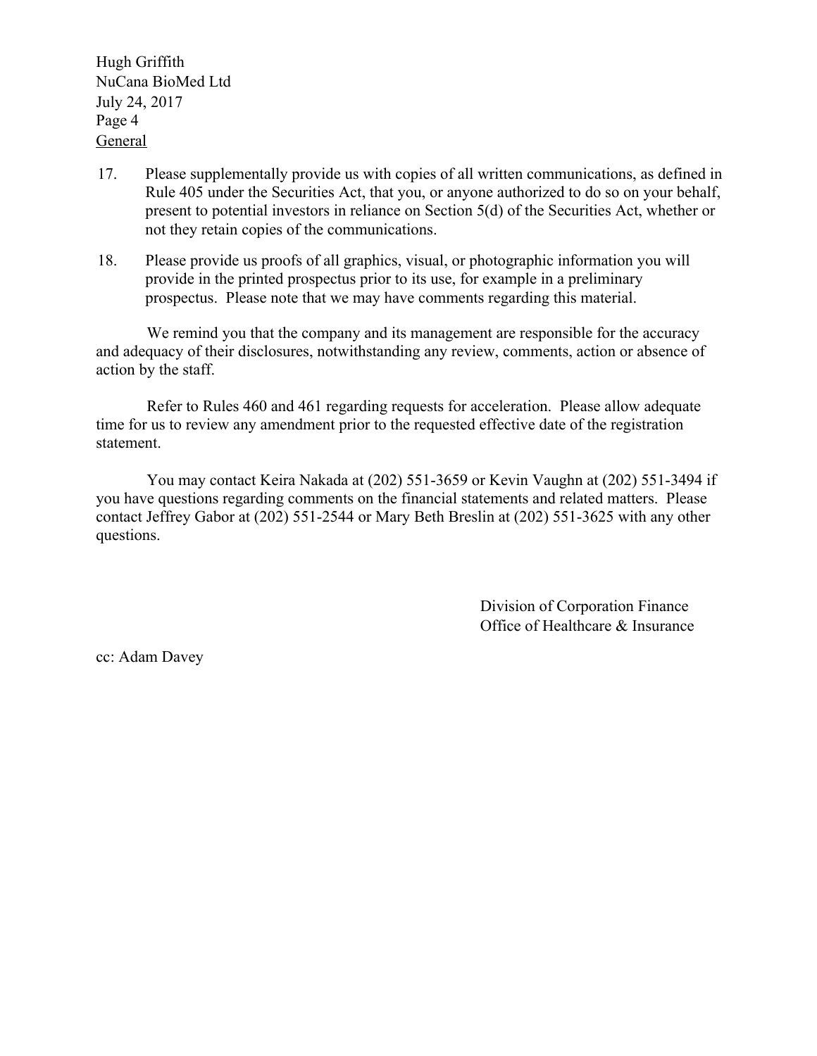General

17. Please supplementally provide us with copies of all written communications, as defined in Rule 405 under the Securities Act, that you, or anyone authorized to do so on your behalf, present to potential investors in reliance on Section 5(d) of the Securities Act, whether or not they retain copies of the communications.

18. Please provide us proofs of all graphics, visual, or photographic information you will provide in the printed prospectus prior to its use, for example in a preliminary prospectus. Please note that we may have comments regarding this material.

We remind you that the company and its management are responsible for the accuracy and adequacy of their disclosures, notwithstanding any review, comments, action or absence of action by the staff.

Refer to Rules 460 and 461 regarding requests for acceleration. Please allow adequate time for us to review any amendment prior to the requested effective date of the registration statement.

You may contact Keira Nakada at (202) 551-3659 or Kevin Vaughn at (202) 551-3494 if you have questions regarding comments on the financial statements and related matters. Please contact Jeffrey Gabor at (202) 551-2544 or Mary Beth Breslin at (202) 551-3625 with any other questions.

Division of Corporation Finance
Office of Healthcare & Insurance

cc: Adam Davey